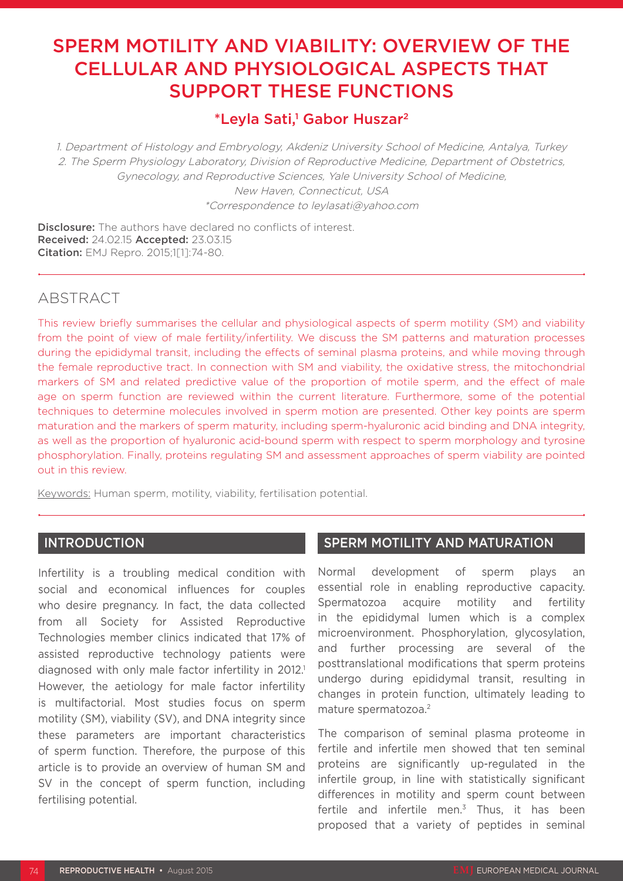# SPERM MOTILITY AND VIABILITY: OVERVIEW OF THE CELLULAR AND PHYSIOLOGICAL ASPECTS THAT SUPPORT THESE FUNCTIONS

## *Leyla Sati,[1] Gabor Huszar[2]

*1. Department of Histology and Embryology, Akdeniz University School of Medicine, Antalya, Turkey*
*2. The Sperm Physiology Laboratory, Division of Reproductive Medicine, Department of Obstetrics, Gynecology, and Reproductive Sciences, Yale University School of Medicine, New Haven, Connecticut, USA*
*\*Correspondence to leylasati@yahoo.com*

**Disclosure:** The authors have declared no conflicts of interest.
**Received:** 24.02.15 **Accepted:** 23.03.15
**Citation:** EMJ Repro. 2015;1[1]:74-80.

## ABSTRACT

This review briefly summarises the cellular and physiological aspects of sperm motility (SM) and viability from the point of view of male fertility/infertility. We discuss the SM patterns and maturation processes during the epididymal transit, including the effects of seminal plasma proteins, and while moving through the female reproductive tract. In connection with SM and viability, the oxidative stress, the mitochondrial markers of SM and related predictive value of the proportion of motile sperm, and the effect of male age on sperm function are reviewed within the current literature. Furthermore, some of the potential techniques to determine molecules involved in sperm motion are presented. Other key points are sperm maturation and the markers of sperm maturity, including sperm-hyaluronic acid binding and DNA integrity, as well as the proportion of hyaluronic acid-bound sperm with respect to sperm morphology and tyrosine phosphorylation. Finally, proteins regulating SM and assessment approaches of sperm viability are pointed out in this review.

Keywords: Human sperm, motility, viability, fertilisation potential.

## INTRODUCTION

Infertility is a troubling medical condition with social and economical influences for couples who desire pregnancy. In fact, the data collected from all Society for Assisted Reproductive Technologies member clinics indicated that 17% of assisted reproductive technology patients were diagnosed with only male factor infertility in 2012.[1] However, the aetiology for male factor infertility is multifactorial. Most studies focus on sperm motility (SM), viability (SV), and DNA integrity since these parameters are important characteristics of sperm function. Therefore, the purpose of this article is to provide an overview of human SM and SV in the concept of sperm function, including fertilising potential.

## SPERM MOTILITY AND MATURATION

Normal development of sperm plays an essential role in enabling reproductive capacity. Spermatozoa acquire motility and fertility in the epididymal lumen which is a complex microenvironment. Phosphorylation, glycosylation, and further processing are several of the posttranslational modifications that sperm proteins undergo during epididymal transit, resulting in changes in protein function, ultimately leading to mature spermatozoa.[2]

The comparison of seminal plasma proteome in fertile and infertile men showed that ten seminal proteins are significantly up-regulated in the infertile group, in line with statistically significant differences in motility and sperm count between fertile and infertile men.[3] Thus, it has been proposed that a variety of peptides in seminal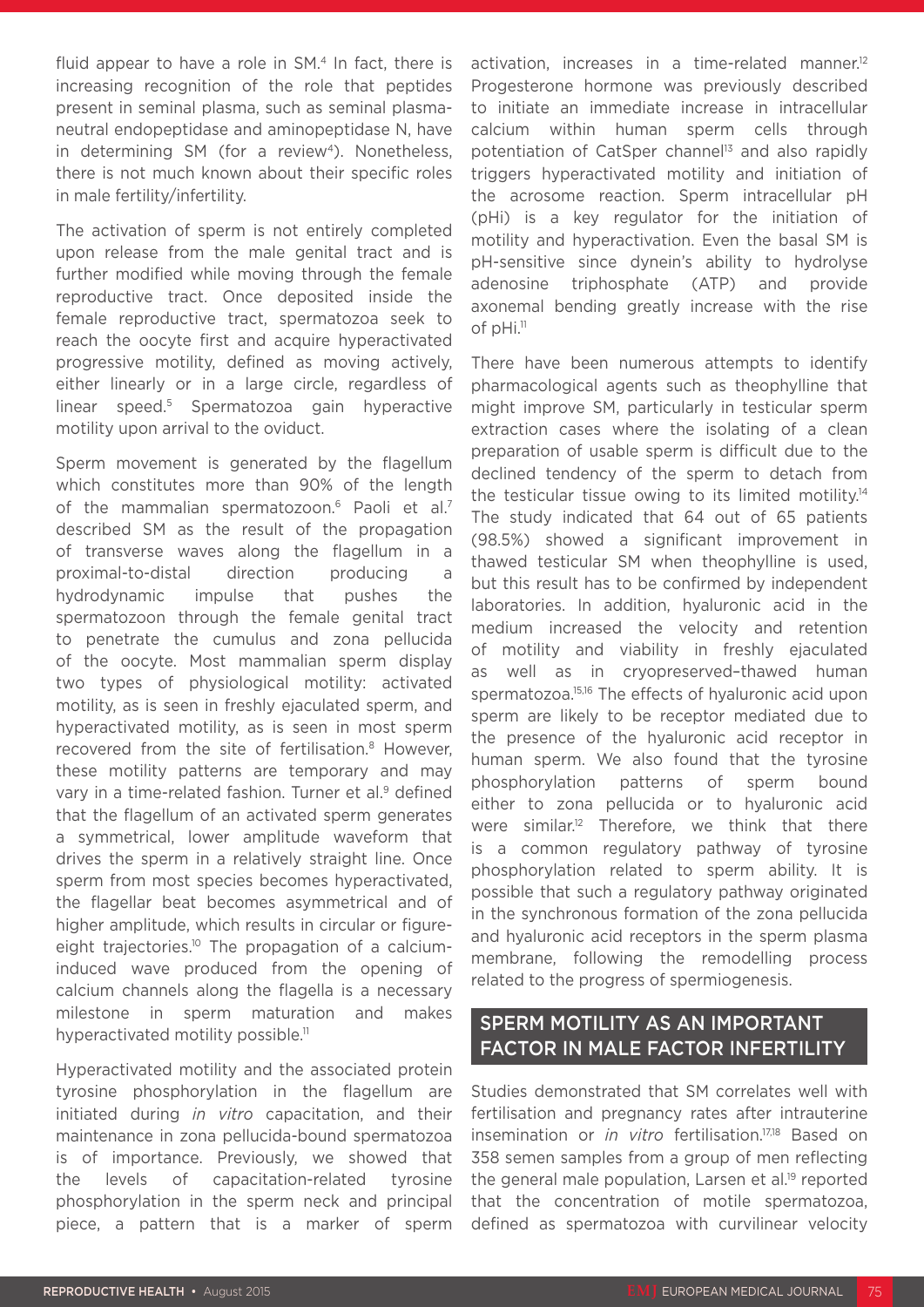fluid appear to have a role in SM.[4] In fact, there is increasing recognition of the role that peptides present in seminal plasma, such as seminal plasma-neutral endopeptidase and aminopeptidase N, have in determining SM (for a review[4]). Nonetheless, there is not much known about their specific roles in male fertility/infertility.

The activation of sperm is not entirely completed upon release from the male genital tract and is further modified while moving through the female reproductive tract. Once deposited inside the female reproductive tract, spermatozoa seek to reach the oocyte first and acquire hyperactivated progressive motility, defined as moving actively, either linearly or in a large circle, regardless of linear speed.[5] Spermatozoa gain hyperactive motility upon arrival to the oviduct.

Sperm movement is generated by the flagellum which constitutes more than 90% of the length of the mammalian spermatozoon.[6] Paoli et al.[7] described SM as the result of the propagation of transverse waves along the flagellum in a proximal-to-distal direction producing a hydrodynamic impulse that pushes the spermatozoon through the female genital tract to penetrate the cumulus and zona pellucida of the oocyte. Most mammalian sperm display two types of physiological motility: activated motility, as is seen in freshly ejaculated sperm, and hyperactivated motility, as is seen in most sperm recovered from the site of fertilisation.[8] However, these motility patterns are temporary and may vary in a time-related fashion. Turner et al.[9] defined that the flagellum of an activated sperm generates a symmetrical, lower amplitude waveform that drives the sperm in a relatively straight line. Once sperm from most species becomes hyperactivated, the flagellar beat becomes asymmetrical and of higher amplitude, which results in circular or figure-eight trajectories.[10] The propagation of a calcium-induced wave produced from the opening of calcium channels along the flagella is a necessary milestone in sperm maturation and makes hyperactivated motility possible.[11]

Hyperactivated motility and the associated protein tyrosine phosphorylation in the flagellum are initiated during *in vitro* capacitation, and their maintenance in zona pellucida-bound spermatozoa is of importance. Previously, we showed that the levels of capacitation-related tyrosine phosphorylation in the sperm neck and principal piece, a pattern that is a marker of sperm activation, increases in a time-related manner.[12] Progesterone hormone was previously described to initiate an immediate increase in intracellular calcium within human sperm cells through potentiation of CatSper channel[13] and also rapidly triggers hyperactivated motility and initiation of the acrosome reaction. Sperm intracellular pH (pHi) is a key regulator for the initiation of motility and hyperactivation. Even the basal SM is pH-sensitive since dynein's ability to hydrolyse adenosine triphosphate (ATP) and provide axonemal bending greatly increase with the rise of pHi.[11]

There have been numerous attempts to identify pharmacological agents such as theophylline that might improve SM, particularly in testicular sperm extraction cases where the isolating of a clean preparation of usable sperm is difficult due to the declined tendency of the sperm to detach from the testicular tissue owing to its limited motility.[14] The study indicated that 64 out of 65 patients (98.5%) showed a significant improvement in thawed testicular SM when theophylline is used, but this result has to be confirmed by independent laboratories. In addition, hyaluronic acid in the medium increased the velocity and retention of motility and viability in freshly ejaculated as well as in cryopreserved–thawed human spermatozoa.[15,16] The effects of hyaluronic acid upon sperm are likely to be receptor mediated due to the presence of the hyaluronic acid receptor in human sperm. We also found that the tyrosine phosphorylation patterns of sperm bound either to zona pellucida or to hyaluronic acid were similar.[12] Therefore, we think that there is a common regulatory pathway of tyrosine phosphorylation related to sperm ability. It is possible that such a regulatory pathway originated in the synchronous formation of the zona pellucida and hyaluronic acid receptors in the sperm plasma membrane, following the remodelling process related to the progress of spermiogenesis.

## SPERM MOTILITY AS AN IMPORTANT FACTOR IN MALE FACTOR INFERTILITY

Studies demonstrated that SM correlates well with fertilisation and pregnancy rates after intrauterine insemination or *in vitro* fertilisation.[17,18] Based on 358 semen samples from a group of men reflecting the general male population, Larsen et al.[19] reported that the concentration of motile spermatozoa, defined as spermatozoa with curvilinear velocity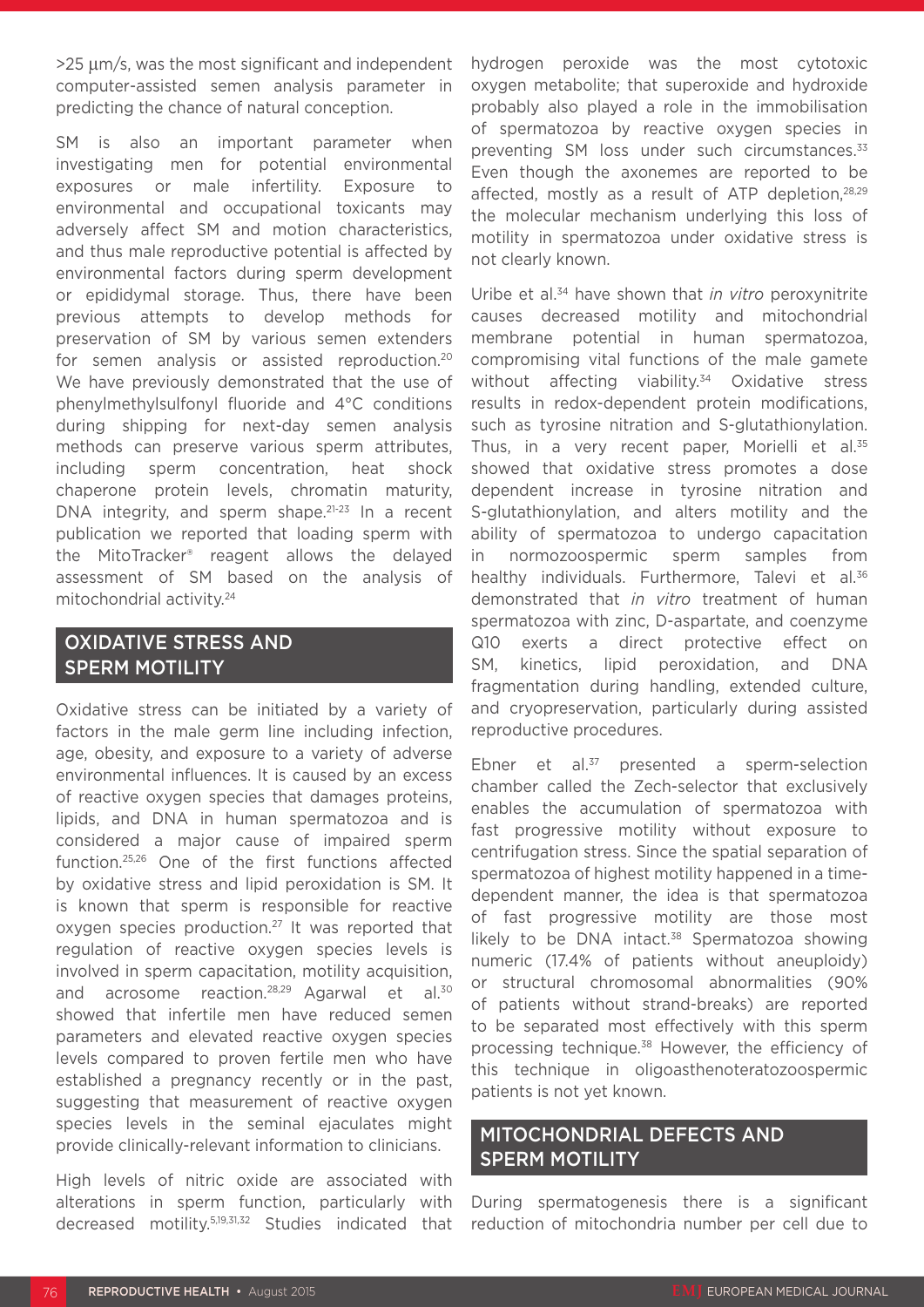>25 μm/s, was the most significant and independent computer-assisted semen analysis parameter in predicting the chance of natural conception.

SM is also an important parameter when investigating men for potential environmental exposures or male infertility. Exposure to environmental and occupational toxicants may adversely affect SM and motion characteristics, and thus male reproductive potential is affected by environmental factors during sperm development or epididymal storage. Thus, there have been previous attempts to develop methods for preservation of SM by various semen extenders for semen analysis or assisted reproduction.[20] We have previously demonstrated that the use of phenylmethylsulfonyl fluoride and 4°C conditions during shipping for next-day semen analysis methods can preserve various sperm attributes, including sperm concentration, heat shock chaperone protein levels, chromatin maturity, DNA integrity, and sperm shape.[21-23] In a recent publication we reported that loading sperm with the MitoTracker® reagent allows the delayed assessment of SM based on the analysis of mitochondrial activity.[24]

## OXIDATIVE STRESS AND SPERM MOTILITY

Oxidative stress can be initiated by a variety of factors in the male germ line including infection, age, obesity, and exposure to a variety of adverse environmental influences. It is caused by an excess of reactive oxygen species that damages proteins, lipids, and DNA in human spermatozoa and is considered a major cause of impaired sperm function.[25,26] One of the first functions affected by oxidative stress and lipid peroxidation is SM. It is known that sperm is responsible for reactive oxygen species production.[27] It was reported that regulation of reactive oxygen species levels is involved in sperm capacitation, motility acquisition, and acrosome reaction.[28,29] Agarwal et al.[30] showed that infertile men have reduced semen parameters and elevated reactive oxygen species levels compared to proven fertile men who have established a pregnancy recently or in the past, suggesting that measurement of reactive oxygen species levels in the seminal ejaculates might provide clinically-relevant information to clinicians.

High levels of nitric oxide are associated with alterations in sperm function, particularly with decreased motility.[5,19,31,32] Studies indicated that hydrogen peroxide was the most cytotoxic oxygen metabolite; that superoxide and hydroxide probably also played a role in the immobilisation of spermatozoa by reactive oxygen species in preventing SM loss under such circumstances.[33] Even though the axonemes are reported to be affected, mostly as a result of ATP depletion,[28,29] the molecular mechanism underlying this loss of motility in spermatozoa under oxidative stress is not clearly known.

Uribe et al.[34] have shown that *in vitro* peroxynitrite causes decreased motility and mitochondrial membrane potential in human spermatozoa, compromising vital functions of the male gamete without affecting viability.[34] Oxidative stress results in redox-dependent protein modifications, such as tyrosine nitration and S-glutathionylation. Thus, in a very recent paper, Morielli et al.[35] showed that oxidative stress promotes a dose dependent increase in tyrosine nitration and S-glutathionylation, and alters motility and the ability of spermatozoa to undergo capacitation in normozoospermic sperm samples from healthy individuals. Furthermore, Talevi et al.[36] demonstrated that *in vitro* treatment of human spermatozoa with zinc, D-aspartate, and coenzyme Q10 exerts a direct protective effect on SM, kinetics, lipid peroxidation, and DNA fragmentation during handling, extended culture, and cryopreservation, particularly during assisted reproductive procedures.

Ebner et al.[37] presented a sperm-selection chamber called the Zech-selector that exclusively enables the accumulation of spermatozoa with fast progressive motility without exposure to centrifugation stress. Since the spatial separation of spermatozoa of highest motility happened in a time-dependent manner, the idea is that spermatozoa of fast progressive motility are those most likely to be DNA intact.[38] Spermatozoa showing numeric (17.4% of patients without aneuploidy) or structural chromosomal abnormalities (90% of patients without strand-breaks) are reported to be separated most effectively with this sperm processing technique.[38] However, the efficiency of this technique in oligoasthenoteratozoospermic patients is not yet known.

## MITOCHONDRIAL DEFECTS AND SPERM MOTILITY

During spermatogenesis there is a significant reduction of mitochondria number per cell due to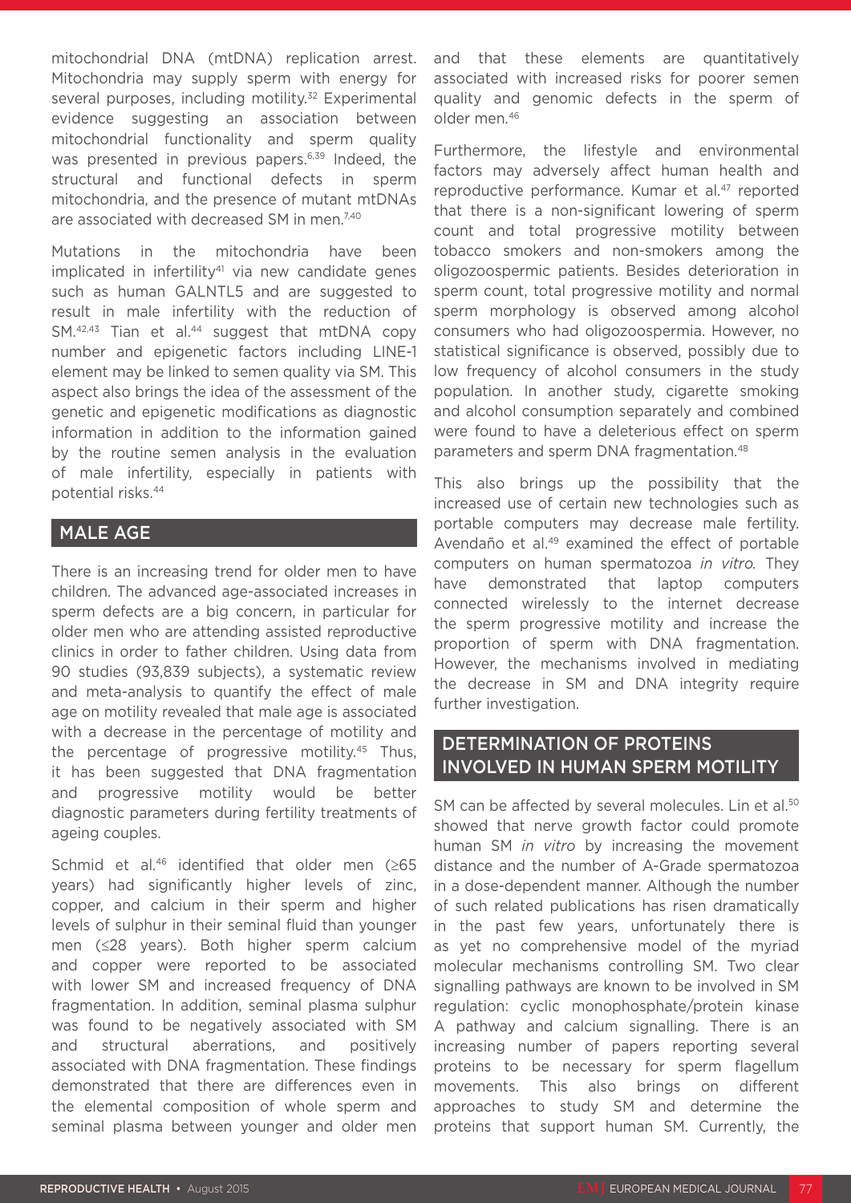mitochondrial DNA (mtDNA) replication arrest. Mitochondria may supply sperm with energy for several purposes, including motility.[32] Experimental evidence suggesting an association between mitochondrial functionality and sperm quality was presented in previous papers.[6,39] Indeed, the structural and functional defects in sperm mitochondria, and the presence of mutant mtDNAs are associated with decreased SM in men.[7,40]

Mutations in the mitochondria have been implicated in infertility[41] via new candidate genes such as human GALNTL5 and are suggested to result in male infertility with the reduction of SM.[42,43] Tian et al.[44] suggest that mtDNA copy number and epigenetic factors including LINE-1 element may be linked to semen quality via SM. This aspect also brings the idea of the assessment of the genetic and epigenetic modifications as diagnostic information in addition to the information gained by the routine semen analysis in the evaluation of male infertility, especially in patients with potential risks.[44]

## MALE AGE

There is an increasing trend for older men to have children. The advanced age-associated increases in sperm defects are a big concern, in particular for older men who are attending assisted reproductive clinics in order to father children. Using data from 90 studies (93,839 subjects), a systematic review and meta-analysis to quantify the effect of male age on motility revealed that male age is associated with a decrease in the percentage of motility and the percentage of progressive motility.[45] Thus, it has been suggested that DNA fragmentation and progressive motility would be better diagnostic parameters during fertility treatments of ageing couples.

Schmid et al.[46] identified that older men (≥65 years) had significantly higher levels of zinc, copper, and calcium in their sperm and higher levels of sulphur in their seminal fluid than younger men (≤28 years). Both higher sperm calcium and copper were reported to be associated with lower SM and increased frequency of DNA fragmentation. In addition, seminal plasma sulphur was found to be negatively associated with SM and structural aberrations, and positively associated with DNA fragmentation. These findings demonstrated that there are differences even in the elemental composition of whole sperm and seminal plasma between younger and older men and that these elements are quantitatively associated with increased risks for poorer semen quality and genomic defects in the sperm of older men.[46]

Furthermore, the lifestyle and environmental factors may adversely affect human health and reproductive performance. Kumar et al.[47] reported that there is a non-significant lowering of sperm count and total progressive motility between tobacco smokers and non-smokers among the oligozoospermic patients. Besides deterioration in sperm count, total progressive motility and normal sperm morphology is observed among alcohol consumers who had oligozoospermia. However, no statistical significance is observed, possibly due to low frequency of alcohol consumers in the study population. In another study, cigarette smoking and alcohol consumption separately and combined were found to have a deleterious effect on sperm parameters and sperm DNA fragmentation.[48]

This also brings up the possibility that the increased use of certain new technologies such as portable computers may decrease male fertility. Avendaño et al.[49] examined the effect of portable computers on human spermatozoa *in vitro.* They have demonstrated that laptop computers connected wirelessly to the internet decrease the sperm progressive motility and increase the proportion of sperm with DNA fragmentation. However, the mechanisms involved in mediating the decrease in SM and DNA integrity require further investigation.

## DETERMINATION OF PROTEINS INVOLVED IN HUMAN SPERM MOTILITY

SM can be affected by several molecules. Lin et al.[50] showed that nerve growth factor could promote human SM *in vitro* by increasing the movement distance and the number of A-Grade spermatozoa in a dose-dependent manner. Although the number of such related publications has risen dramatically in the past few years, unfortunately there is as yet no comprehensive model of the myriad molecular mechanisms controlling SM. Two clear signalling pathways are known to be involved in SM regulation: cyclic monophosphate/protein kinase A pathway and calcium signalling. There is an increasing number of papers reporting several proteins to be necessary for sperm flagellum movements. This also brings on different approaches to study SM and determine the proteins that support human SM. Currently, the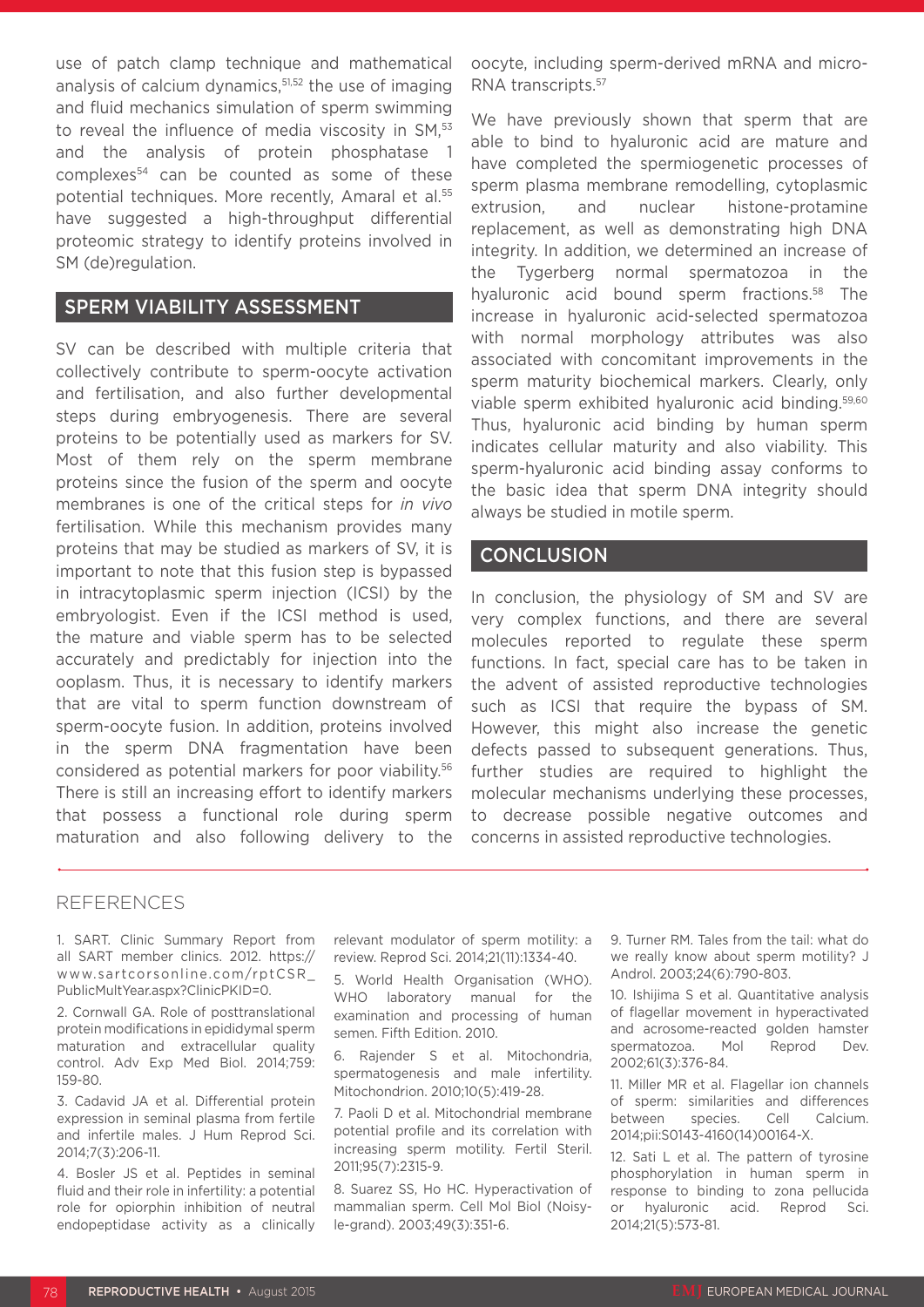use of patch clamp technique and mathematical analysis of calcium dynamics,[51,52] the use of imaging and fluid mechanics simulation of sperm swimming to reveal the influence of media viscosity in SM,[53] and the analysis of protein phosphatase 1 complexes[54] can be counted as some of these potential techniques. More recently, Amaral et al.[55] have suggested a high-throughput differential proteomic strategy to identify proteins involved in SM (de)regulation.

## SPERM VIABILITY ASSESSMENT

SV can be described with multiple criteria that collectively contribute to sperm-oocyte activation and fertilisation, and also further developmental steps during embryogenesis. There are several proteins to be potentially used as markers for SV. Most of them rely on the sperm membrane proteins since the fusion of the sperm and oocyte membranes is one of the critical steps for *in vivo* fertilisation. While this mechanism provides many proteins that may be studied as markers of SV, it is important to note that this fusion step is bypassed in intracytoplasmic sperm injection (ICSI) by the embryologist. Even if the ICSI method is used, the mature and viable sperm has to be selected accurately and predictably for injection into the ooplasm. Thus, it is necessary to identify markers that are vital to sperm function downstream of sperm-oocyte fusion. In addition, proteins involved in the sperm DNA fragmentation have been considered as potential markers for poor viability.[56] There is still an increasing effort to identify markers that possess a functional role during sperm maturation and also following delivery to the oocyte, including sperm-derived mRNA and micro-RNA transcripts.[57]

We have previously shown that sperm that are able to bind to hyaluronic acid are mature and have completed the spermiogenetic processes of sperm plasma membrane remodelling, cytoplasmic extrusion, and nuclear histone-protamine replacement, as well as demonstrating high DNA integrity. In addition, we determined an increase of the Tygerberg normal spermatozoa in the hyaluronic acid bound sperm fractions.[58] The increase in hyaluronic acid-selected spermatozoa with normal morphology attributes was also associated with concomitant improvements in the sperm maturity biochemical markers. Clearly, only viable sperm exhibited hyaluronic acid binding.[59,60] Thus, hyaluronic acid binding by human sperm indicates cellular maturity and also viability. This sperm-hyaluronic acid binding assay conforms to the basic idea that sperm DNA integrity should always be studied in motile sperm.

## CONCLUSION

In conclusion, the physiology of SM and SV are very complex functions, and there are several molecules reported to regulate these sperm functions. In fact, special care has to be taken in the advent of assisted reproductive technologies such as ICSI that require the bypass of SM. However, this might also increase the genetic defects passed to subsequent generations. Thus, further studies are required to highlight the molecular mechanisms underlying these processes, to decrease possible negative outcomes and concerns in assisted reproductive technologies.

## REFERENCES

1. SART. Clinic Summary Report from all SART member clinics. 2012. https://www.sartcorsonline.com/rptCSR_PublicMultYear.aspx?ClinicPKID=0.

2. Cornwall GA. Role of posttranslational protein modifications in epididymal sperm maturation and extracellular quality control. Adv Exp Med Biol. 2014;759:159-80.

3. Cadavid JA et al. Differential protein expression in seminal plasma from fertile and infertile males. J Hum Reprod Sci. 2014;7(3):206-11.

4. Bosler JS et al. Peptides in seminal fluid and their role in infertility: a potential role for opiorphin inhibition of neutral endopeptidase activity as a clinically relevant modulator of sperm motility: a review. Reprod Sci. 2014;21(11):1334-40.

5. World Health Organisation (WHO). WHO laboratory manual for the examination and processing of human semen. Fifth Edition. 2010.

6. Rajender S et al. Mitochondria, spermatogenesis and male infertility. Mitochondrion. 2010;10(5):419-28.

7. Paoli D et al. Mitochondrial membrane potential profile and its correlation with increasing sperm motility. Fertil Steril. 2011;95(7):2315-9.

8. Suarez SS, Ho HC. Hyperactivation of mammalian sperm. Cell Mol Biol (Noisy-le-grand). 2003;49(3):351-6.

9. Turner RM. Tales from the tail: what do we really know about sperm motility? J Androl. 2003;24(6):790-803.

10. Ishijima S et al. Quantitative analysis of flagellar movement in hyperactivated and acrosome-reacted golden hamster spermatozoa. Mol Reprod Dev. 2002;61(3):376-84.

11. Miller MR et al. Flagellar ion channels of sperm: similarities and differences between species. Cell Calcium. 2014;pii:S0143-4160(14)00164-X.

12. Sati L et al. The pattern of tyrosine phosphorylation in human sperm in response to binding to zona pellucida or hyaluronic acid. Reprod Sci. 2014;21(5):573-81.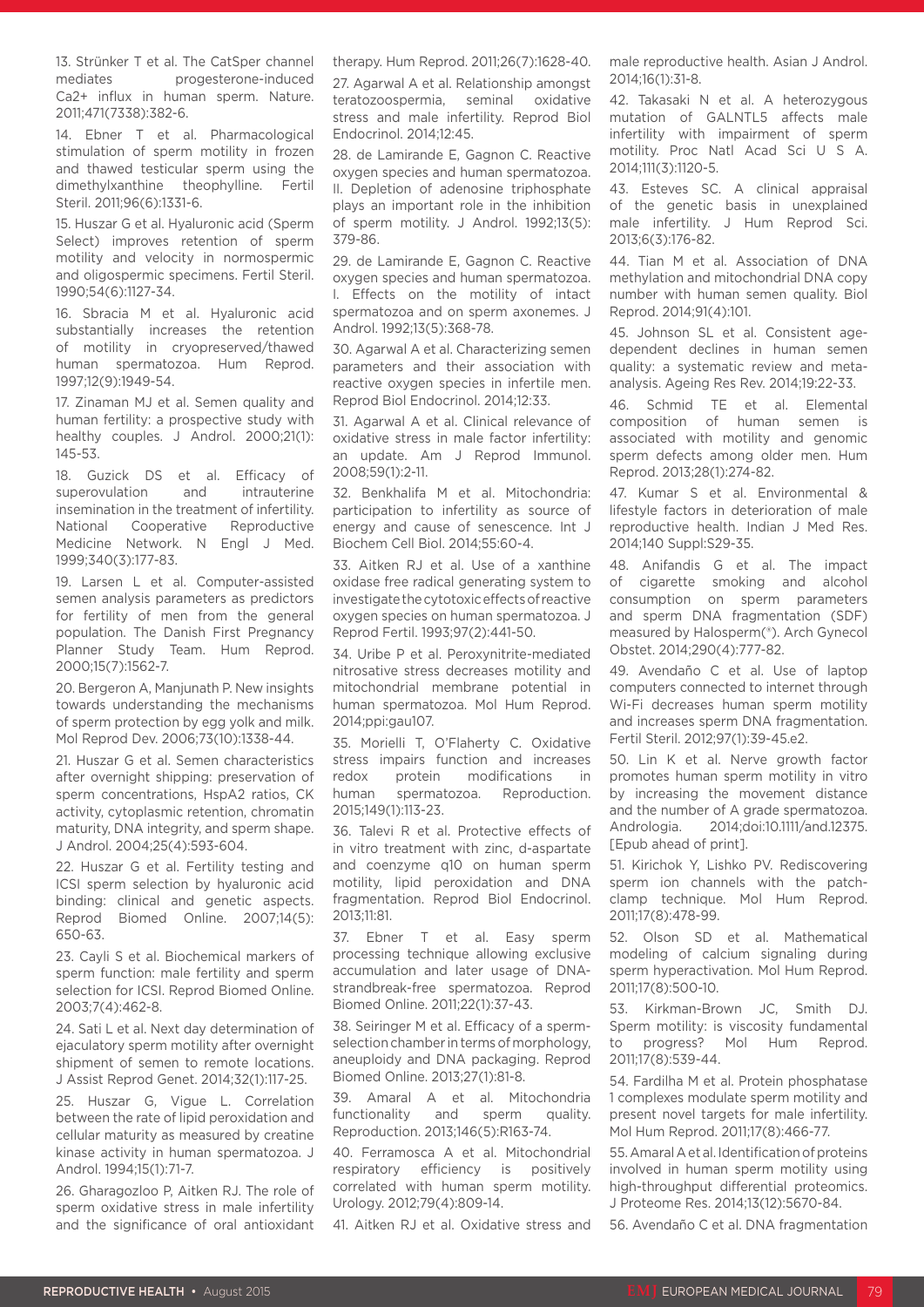13. Strünker T et al. The CatSper channel mediates progesterone-induced Ca2+ influx in human sperm. Nature. 2011;471(7338):382-6.

14. Ebner T et al. Pharmacological stimulation of sperm motility in frozen and thawed testicular sperm using the dimethylxanthine theophylline. Fertil Steril. 2011;96(6):1331-6.

15. Huszar G et al. Hyaluronic acid (Sperm Select) improves retention of sperm motility and velocity in normospermic and oligospermic specimens. Fertil Steril. 1990;54(6):1127-34.

16. Sbracia M et al. Hyaluronic acid substantially increases the retention of motility in cryopreserved/thawed human spermatozoa. Hum Reprod. 1997;12(9):1949-54.

17. Zinaman MJ et al. Semen quality and human fertility: a prospective study with healthy couples. J Androl. 2000;21(1):145-53.

18. Guzick DS et al. Efficacy of superovulation and intrauterine insemination in the treatment of infertility. National Cooperative Reproductive Medicine Network. N Engl J Med. 1999;340(3):177-83.

19. Larsen L et al. Computer-assisted semen analysis parameters as predictors for fertility of men from the general population. The Danish First Pregnancy Planner Study Team. Hum Reprod. 2000;15(7):1562-7.

20. Bergeron A, Manjunath P. New insights towards understanding the mechanisms of sperm protection by egg yolk and milk. Mol Reprod Dev. 2006;73(10):1338-44.

21. Huszar G et al. Semen characteristics after overnight shipping: preservation of sperm concentrations, HspA2 ratios, CK activity, cytoplasmic retention, chromatin maturity, DNA integrity, and sperm shape. J Androl. 2004;25(4):593-604.

22. Huszar G et al. Fertility testing and ICSI sperm selection by hyaluronic acid binding: clinical and genetic aspects. Reprod Biomed Online. 2007;14(5):650-63.

23. Cayli S et al. Biochemical markers of sperm function: male fertility and sperm selection for ICSI. Reprod Biomed Online. 2003;7(4):462-8.

24. Sati L et al. Next day determination of ejaculatory sperm motility after overnight shipment of semen to remote locations. J Assist Reprod Genet. 2014;32(1):117-25.

25. Huszar G, Vigue L. Correlation between the rate of lipid peroxidation and cellular maturity as measured by creatine kinase activity in human spermatozoa. J Androl. 1994;15(1):71-7.

26. Gharagozloo P, Aitken RJ. The role of sperm oxidative stress in male infertility and the significance of oral antioxidant therapy. Hum Reprod. 2011;26(7):1628-40.

27. Agarwal A et al. Relationship amongst teratozoospermia, seminal oxidative stress and male infertility. Reprod Biol Endocrinol. 2014;12:45.

28. de Lamirande E, Gagnon C. Reactive oxygen species and human spermatozoa. II. Depletion of adenosine triphosphate plays an important role in the inhibition of sperm motility. J Androl. 1992;13(5):379-86.

29. de Lamirande E, Gagnon C. Reactive oxygen species and human spermatozoa. I. Effects on the motility of intact spermatozoa and on sperm axonemes. J Androl. 1992;13(5):368-78.

30. Agarwal A et al. Characterizing semen parameters and their association with reactive oxygen species in infertile men. Reprod Biol Endocrinol. 2014;12:33.

31. Agarwal A et al. Clinical relevance of oxidative stress in male factor infertility: an update. Am J Reprod Immunol. 2008;59(1):2-11.

32. Benkhalifa M et al. Mitochondria: participation to infertility as source of energy and cause of senescence. Int J Biochem Cell Biol. 2014;55:60-4.

33. Aitken RJ et al. Use of a xanthine oxidase free radical generating system to investigate the cytotoxic effects of reactive oxygen species on human spermatozoa. J Reprod Fertil. 1993;97(2):441-50.

34. Uribe P et al. Peroxynitrite-mediated nitrosative stress decreases motility and mitochondrial membrane potential in human spermatozoa. Mol Hum Reprod. 2014;ppi:gau107.

35. Morielli T, O'Flaherty C. Oxidative stress impairs function and increases redox protein modifications in human spermatozoa. Reproduction. 2015;149(1):113-23.

36. Talevi R et al. Protective effects of in vitro treatment with zinc, d-aspartate and coenzyme q10 on human sperm motility, lipid peroxidation and DNA fragmentation. Reprod Biol Endocrinol. 2013;11:81.

37. Ebner T et al. Easy sperm processing technique allowing exclusive accumulation and later usage of DNA-strandbreak-free spermatozoa. Reprod Biomed Online. 2011;22(1):37-43.

38. Seiringer M et al. Efficacy of a sperm-selection chamber in terms of morphology, aneuploidy and DNA packaging. Reprod Biomed Online. 2013;27(1):81-8.

39. Amaral A et al. Mitochondria functionality and sperm quality. Reproduction. 2013;146(5):R163-74.

40. Ferramosca A et al. Mitochondrial respiratory efficiency is positively correlated with human sperm motility. Urology. 2012;79(4):809-14.

41. Aitken RJ et al. Oxidative stress and male reproductive health. Asian J Androl. 2014;16(1):31-8.

42. Takasaki N et al. A heterozygous mutation of GALNTL5 affects male infertility with impairment of sperm motility. Proc Natl Acad Sci U S A. 2014;111(3):1120-5.

43. Esteves SC. A clinical appraisal of the genetic basis in unexplained male infertility. J Hum Reprod Sci. 2013;6(3):176-82.

44. Tian M et al. Association of DNA methylation and mitochondrial DNA copy number with human semen quality. Biol Reprod. 2014;91(4):101.

45. Johnson SL et al. Consistent age-dependent declines in human semen quality: a systematic review and meta-analysis. Ageing Res Rev. 2014;19:22-33.

46. Schmid TE et al. Elemental composition of human semen is associated with motility and genomic sperm defects among older men. Hum Reprod. 2013;28(1):274-82.

47. Kumar S et al. Environmental & lifestyle factors in deterioration of male reproductive health. Indian J Med Res. 2014;140 Suppl:S29-35.

48. Anifandis G et al. The impact of cigarette smoking and alcohol consumption on sperm parameters and sperm DNA fragmentation (SDF) measured by Halosperm(®). Arch Gynecol Obstet. 2014;290(4):777-82.

49. Avendaño C et al. Use of laptop computers connected to internet through Wi-Fi decreases human sperm motility and increases sperm DNA fragmentation. Fertil Steril. 2012;97(1):39-45.e2.

50. Lin K et al. Nerve growth factor promotes human sperm motility in vitro by increasing the movement distance and the number of A grade spermatozoa. Andrologia. 2014;doi:10.1111/and.12375. [Epub ahead of print].

51. Kirichok Y, Lishko PV. Rediscovering sperm ion channels with the patch-clamp technique. Mol Hum Reprod. 2011;17(8):478-99.

52. Olson SD et al. Mathematical modeling of calcium signaling during sperm hyperactivation. Mol Hum Reprod. 2011;17(8):500-10.

53. Kirkman-Brown JC, Smith DJ. Sperm motility: is viscosity fundamental to progress? Mol Hum Reprod. 2011;17(8):539-44.

54. Fardilha M et al. Protein phosphatase 1 complexes modulate sperm motility and present novel targets for male infertility. Mol Hum Reprod. 2011;17(8):466-77.

55. Amaral A et al. Identification of proteins involved in human sperm motility using high-throughput differential proteomics. J Proteome Res. 2014;13(12):5670-84.

56. Avendaño C et al. DNA fragmentation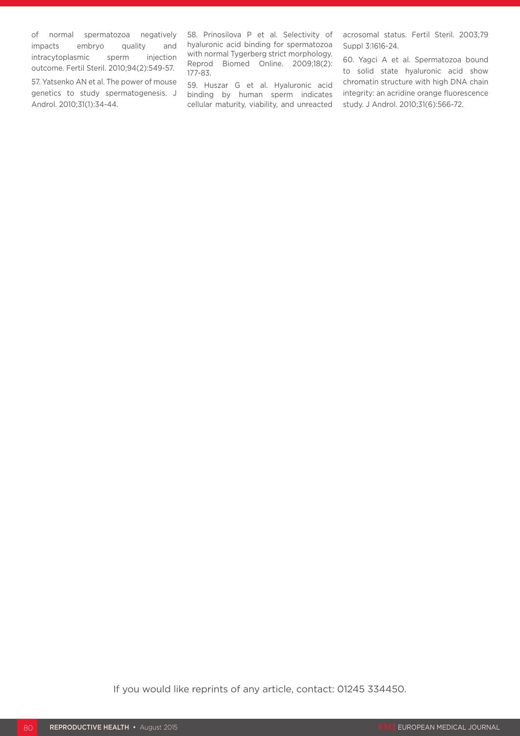of normal spermatozoa negatively impacts embryo quality and intracytoplasmic sperm injection outcome. Fertil Steril. 2010;94(2):549-57.

57. Yatsenko AN et al. The power of mouse genetics to study spermatogenesis. J Androl. 2010;31(1):34-44.

58. Prinosilova P et al. Selectivity of hyaluronic acid binding for spermatozoa with normal Tygerberg strict morphology. Reprod Biomed Online. 2009;18(2):177-83.

59. Huszar G et al. Hyaluronic acid binding by human sperm indicates cellular maturity, viability, and unreacted acrosomal status. Fertil Steril. 2003;79 Suppl 3:1616-24.

60. Yagci A et al. Spermatozoa bound to solid state hyaluronic acid show chromatin structure with high DNA chain integrity: an acridine orange fluorescence study. J Androl. 2010;31(6):566-72.

If you would like reprints of any article, contact: 01245 334450.